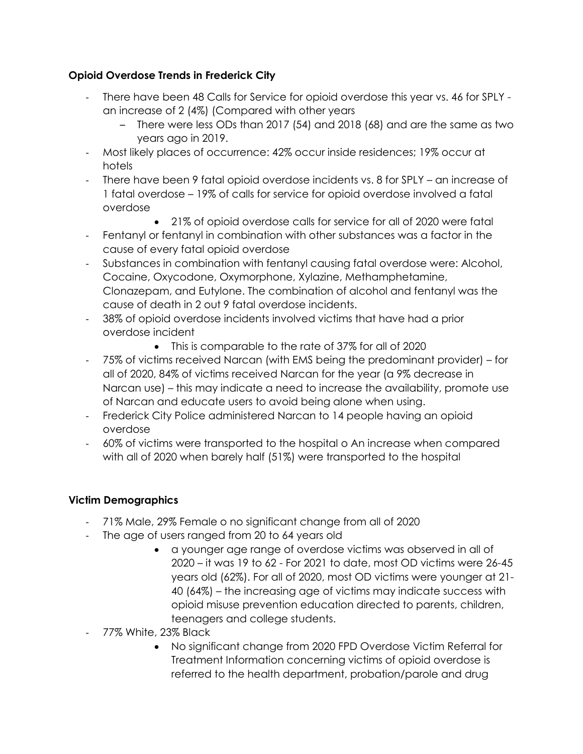**Opioid Overdose Trends in Frederick City**

- There have been 48 Calls for Service for opioid overdose this year vs. 46 for SPLY - an increase of 2 (4%) (Compared with other years
  - There were less ODs than 2017 (54) and 2018 (68) and are the same as two years ago in 2019.
- Most likely places of occurrence: 42% occur inside residences; 19% occur at hotels
- There have been 9 fatal opioid overdose incidents vs. 8 for SPLY – an increase of 1 fatal overdose – 19% of calls for service for opioid overdose involved a fatal overdose
  - 21% of opioid overdose calls for service for all of 2020 were fatal
- Fentanyl or fentanyl in combination with other substances was a factor in the cause of every fatal opioid overdose
- Substances in combination with fentanyl causing fatal overdose were: Alcohol, Cocaine, Oxycodone, Oxymorphone, Xylazine, Methamphetamine, Clonazepam, and Eutylone. The combination of alcohol and fentanyl was the cause of death in 2 out 9 fatal overdose incidents.
- 38% of opioid overdose incidents involved victims that have had a prior overdose incident
  - This is comparable to the rate of 37% for all of 2020
- 75% of victims received Narcan (with EMS being the predominant provider) – for all of 2020, 84% of victims received Narcan for the year (a 9% decrease in Narcan use) – this may indicate a need to increase the availability, promote use of Narcan and educate users to avoid being alone when using.
- Frederick City Police administered Narcan to 14 people having an opioid overdose
- 60% of victims were transported to the hospital o An increase when compared with all of 2020 when barely half (51%) were transported to the hospital

**Victim Demographics**

- 71% Male, 29% Female o no significant change from all of 2020
- The age of users ranged from 20 to 64 years old
  - a younger age range of overdose victims was observed in all of 2020 – it was 19 to 62 - For 2021 to date, most OD victims were 26-45 years old (62%). For all of 2020, most OD victims were younger at 21-40 (64%) – the increasing age of victims may indicate success with opioid misuse prevention education directed to parents, children, teenagers and college students.
- 77% White, 23% Black
  - No significant change from 2020 FPD Overdose Victim Referral for Treatment Information concerning victims of opioid overdose is referred to the health department, probation/parole and drug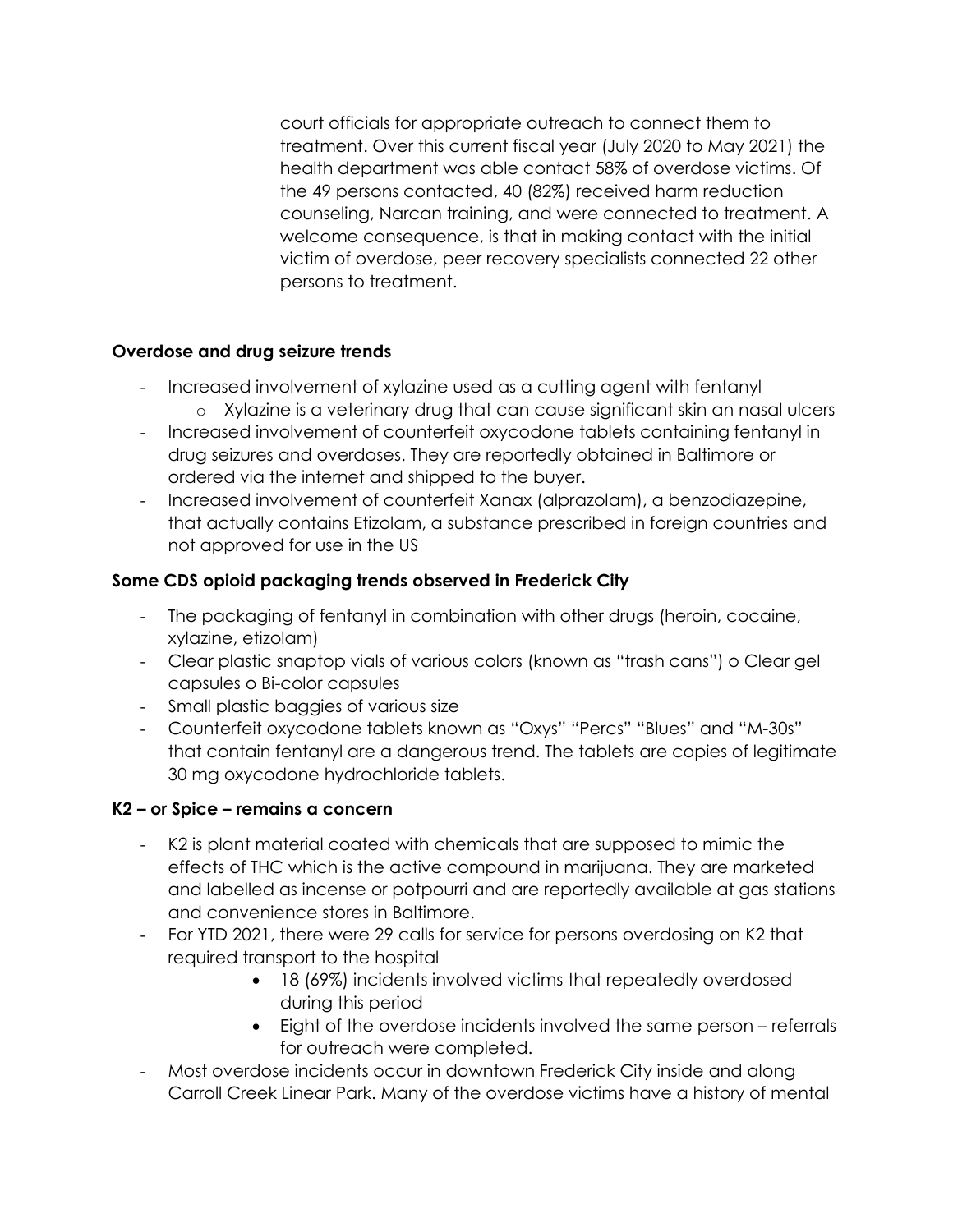court officials for appropriate outreach to connect them to treatment. Over this current fiscal year (July 2020 to May 2021) the health department was able contact 58% of overdose victims. Of the 49 persons contacted, 40 (82%) received harm reduction counseling, Narcan training, and were connected to treatment. A welcome consequence, is that in making contact with the initial victim of overdose, peer recovery specialists connected 22 other persons to treatment.

**Overdose and drug seizure trends**

- Increased involvement of xylazine used as a cutting agent with fentanyl
  - Xylazine is a veterinary drug that can cause significant skin an nasal ulcers
- Increased involvement of counterfeit oxycodone tablets containing fentanyl in drug seizures and overdoses. They are reportedly obtained in Baltimore or ordered via the internet and shipped to the buyer.
- Increased involvement of counterfeit Xanax (alprazolam), a benzodiazepine, that actually contains Etizolam, a substance prescribed in foreign countries and not approved for use in the US

**Some CDS opioid packaging trends observed in Frederick City**

- The packaging of fentanyl in combination with other drugs (heroin, cocaine, xylazine, etizolam)
- Clear plastic snaptop vials of various colors (known as "trash cans") o Clear gel capsules o Bi-color capsules
- Small plastic baggies of various size
- Counterfeit oxycodone tablets known as "Oxys" "Percs" "Blues" and "M-30s" that contain fentanyl are a dangerous trend. The tablets are copies of legitimate 30 mg oxycodone hydrochloride tablets.

**K2 – or Spice – remains a concern**

- K2 is plant material coated with chemicals that are supposed to mimic the effects of THC which is the active compound in marijuana. They are marketed and labelled as incense or potpourri and are reportedly available at gas stations and convenience stores in Baltimore.
- For YTD 2021, there were 29 calls for service for persons overdosing on K2 that required transport to the hospital
  - 18 (69%) incidents involved victims that repeatedly overdosed during this period
  - Eight of the overdose incidents involved the same person – referrals for outreach were completed.
- Most overdose incidents occur in downtown Frederick City inside and along Carroll Creek Linear Park. Many of the overdose victims have a history of mental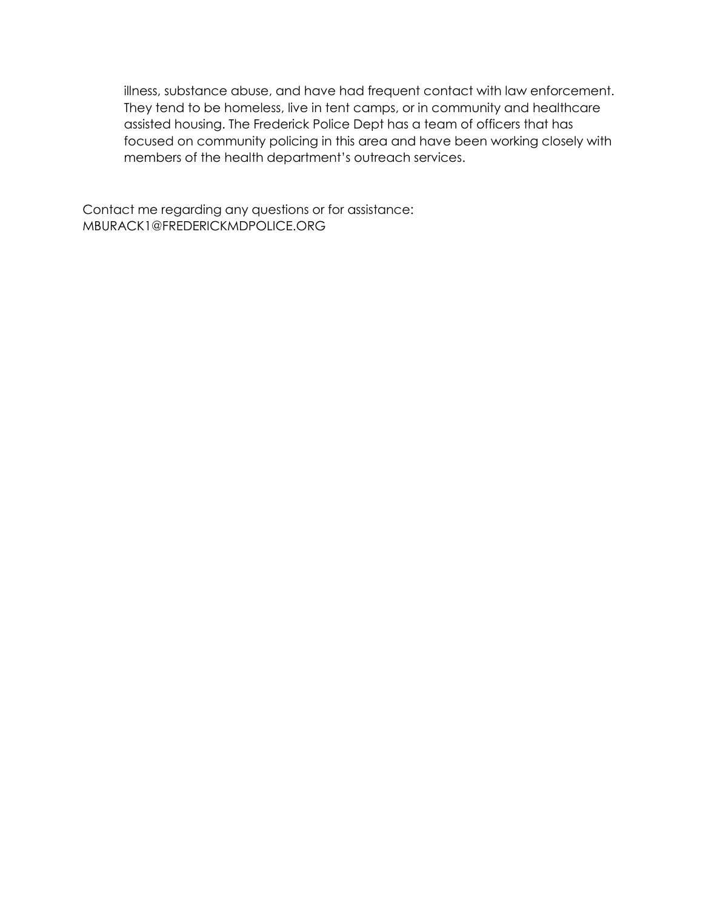illness, substance abuse, and have had frequent contact with law enforcement. They tend to be homeless, live in tent camps, or in community and healthcare assisted housing. The Frederick Police Dept has a team of officers that has focused on community policing in this area and have been working closely with members of the health department's outreach services.

Contact me regarding any questions or for assistance:
MBURACK1@FREDERICKMDPOLICE.ORG